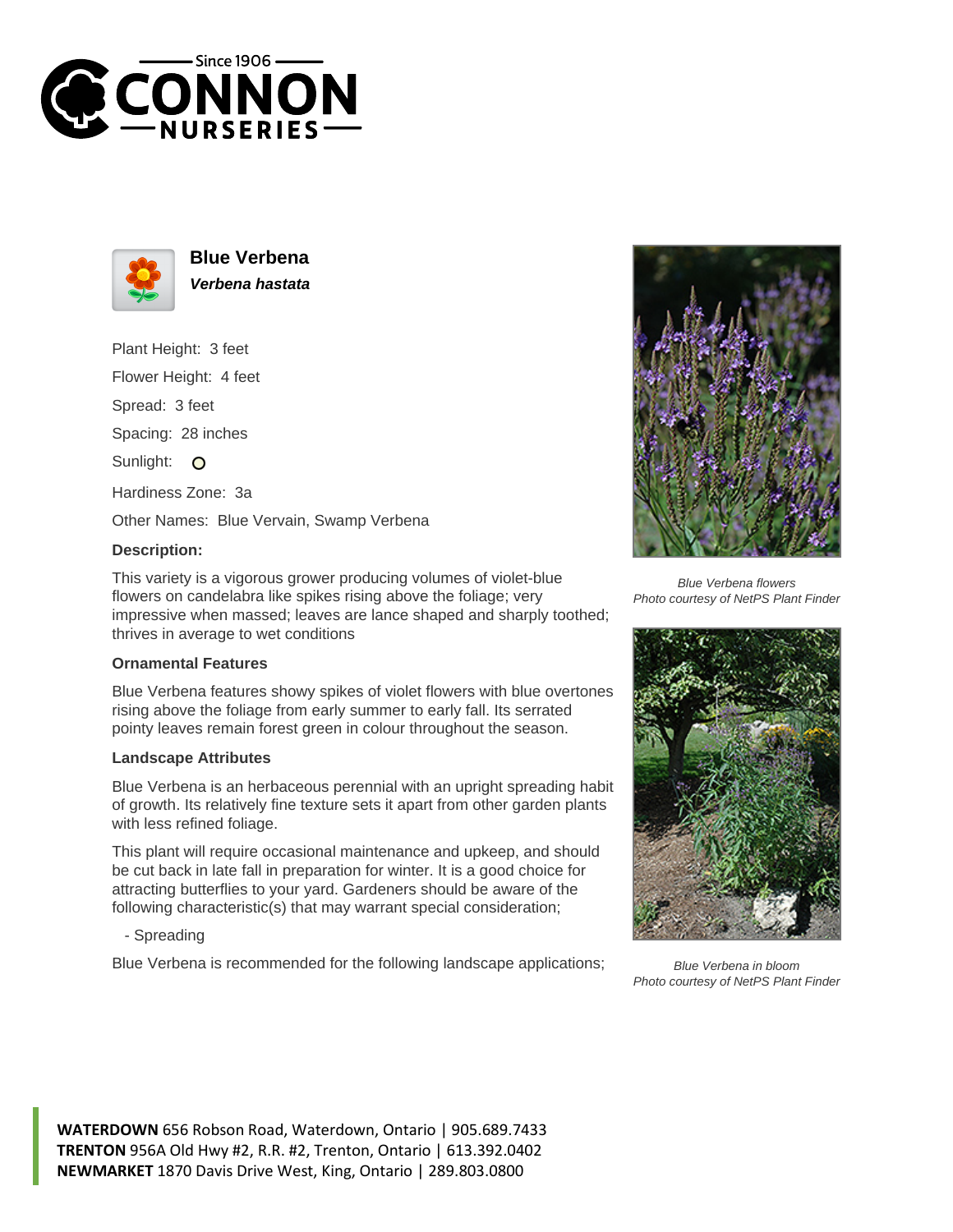# Blue Verbena

***Verbena hastata***

Plant Height: 3 feet

Flower Height: 4 feet

Spread: 3 feet

Spacing: 28 inches

Sunlight: ○

Hardiness Zone: 3a

Other Names: Blue Vervain, Swamp Verbena

### Description:

This variety is a vigorous grower producing volumes of violet-blue flowers on candelabra like spikes rising above the foliage; very impressive when massed; leaves are lance shaped and sharply toothed; thrives in average to wet conditions

### Ornamental Features

Blue Verbena features showy spikes of violet flowers with blue overtones rising above the foliage from early summer to early fall. Its serrated pointy leaves remain forest green in colour throughout the season.

### Landscape Attributes

Blue Verbena is an herbaceous perennial with an upright spreading habit of growth. Its relatively fine texture sets it apart from other garden plants with less refined foliage.

This plant will require occasional maintenance and upkeep, and should be cut back in late fall in preparation for winter. It is a good choice for attracting butterflies to your yard. Gardeners should be aware of the following characteristic(s) that may warrant special consideration;

- Spreading

Blue Verbena is recommended for the following landscape applications;

*Blue Verbena flowers*
*Photo courtesy of NetPS Plant Finder*

*Blue Verbena in bloom*
*Photo courtesy of NetPS Plant Finder*

**WATERDOWN** 656 Robson Road, Waterdown, Ontario | 905.689.7433
**TRENTON** 956A Old Hwy #2, R.R. #2, Trenton, Ontario | 613.392.0402
**NEWMARKET** 1870 Davis Drive West, King, Ontario | 289.803.0800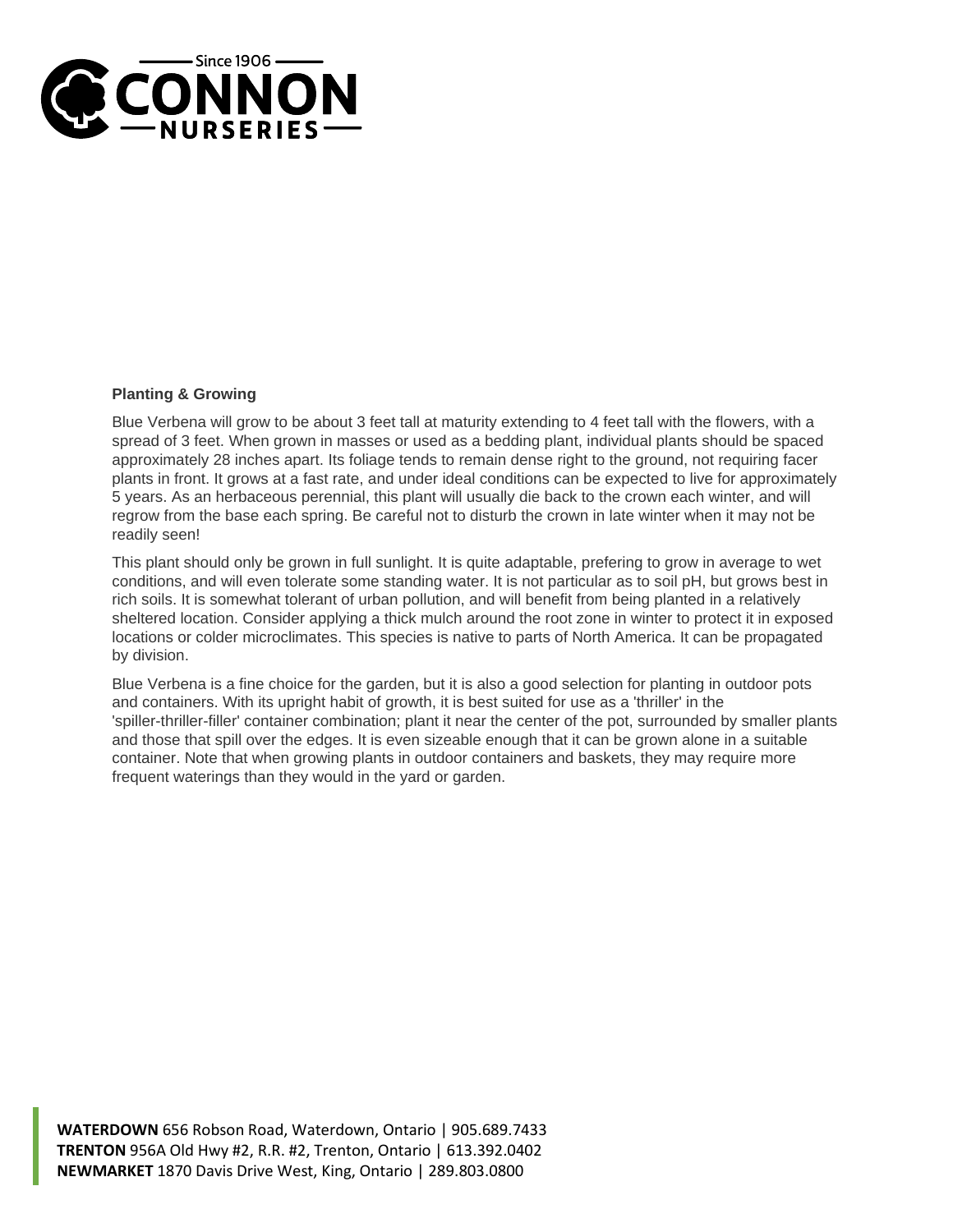## Planting & Growing

Blue Verbena will grow to be about 3 feet tall at maturity extending to 4 feet tall with the flowers, with a spread of 3 feet. When grown in masses or used as a bedding plant, individual plants should be spaced approximately 28 inches apart. Its foliage tends to remain dense right to the ground, not requiring facer plants in front. It grows at a fast rate, and under ideal conditions can be expected to live for approximately 5 years. As an herbaceous perennial, this plant will usually die back to the crown each winter, and will regrow from the base each spring. Be careful not to disturb the crown in late winter when it may not be readily seen!

This plant should only be grown in full sunlight. It is quite adaptable, prefering to grow in average to wet conditions, and will even tolerate some standing water. It is not particular as to soil pH, but grows best in rich soils. It is somewhat tolerant of urban pollution, and will benefit from being planted in a relatively sheltered location. Consider applying a thick mulch around the root zone in winter to protect it in exposed locations or colder microclimates. This species is native to parts of North America. It can be propagated by division.

Blue Verbena is a fine choice for the garden, but it is also a good selection for planting in outdoor pots and containers. With its upright habit of growth, it is best suited for use as a 'thriller' in the 'spiller-thriller-filler' container combination; plant it near the center of the pot, surrounded by smaller plants and those that spill over the edges. It is even sizeable enough that it can be grown alone in a suitable container. Note that when growing plants in outdoor containers and baskets, they may require more frequent waterings than they would in the yard or garden.